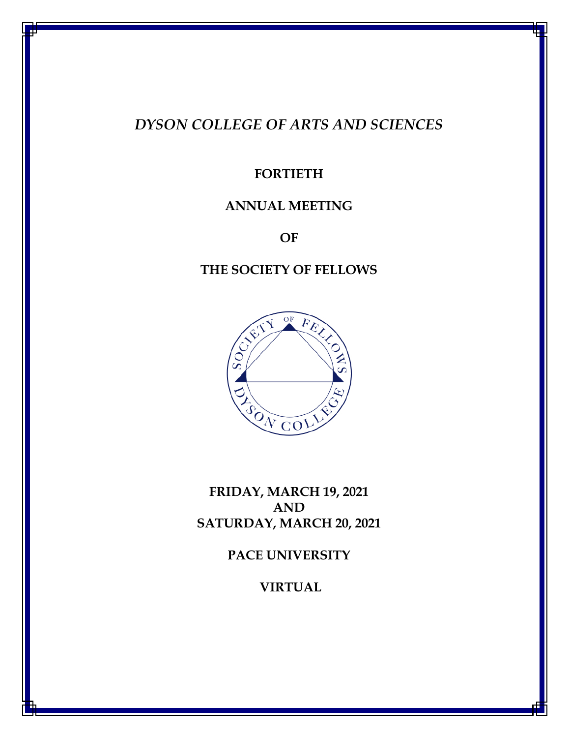# *DYSON COLLEGE OF ARTS AND SCIENCES*

**FORTIETH**

**ANNUAL MEETING**

**OF**

**THE SOCIETY OF FELLOWS**

**FRIDAY, MARCH 19, 2021**
**AND**
**SATURDAY, MARCH 20, 2021**

**PACE UNIVERSITY**

**VIRTUAL**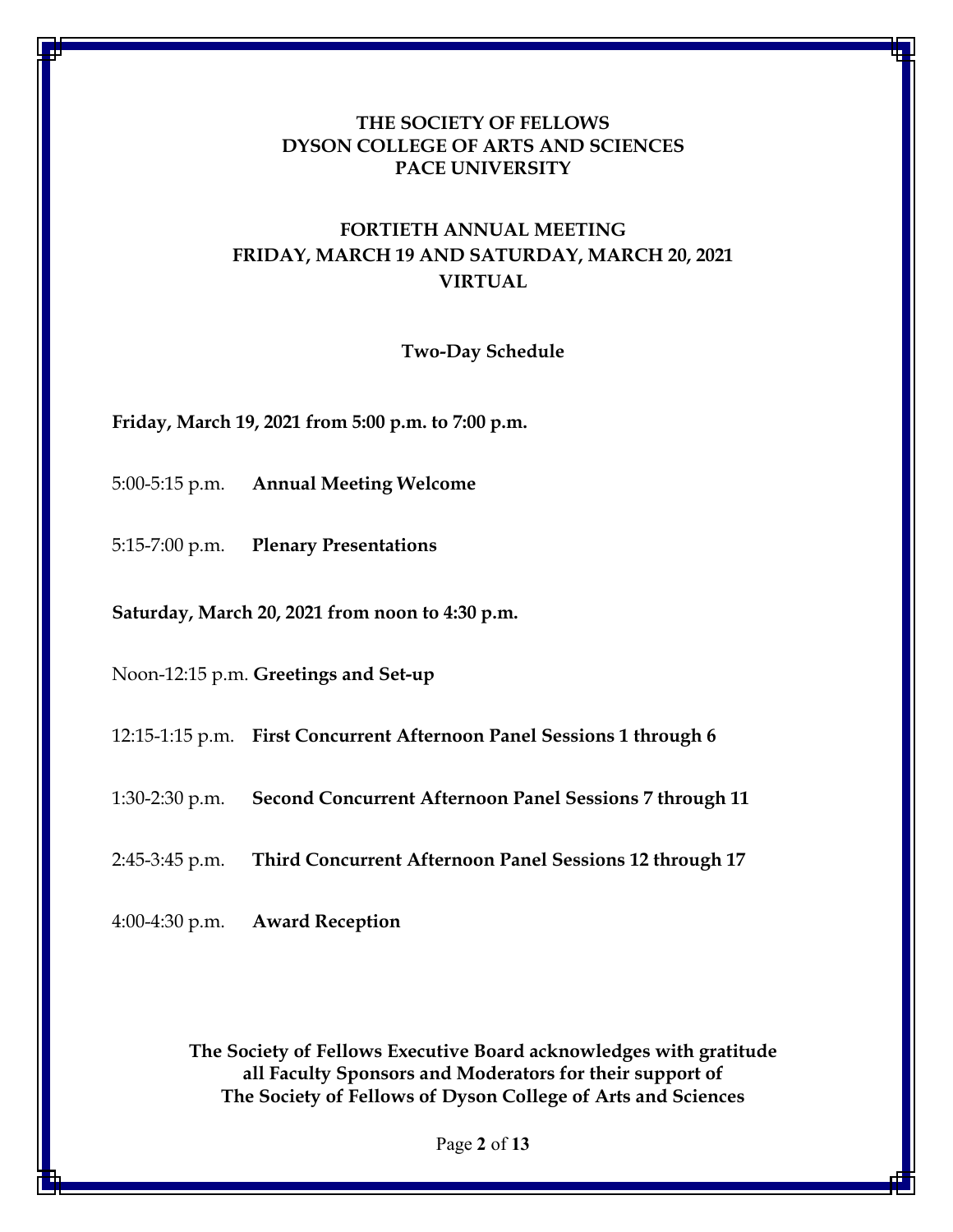**THE SOCIETY OF FELLOWS**
**DYSON COLLEGE OF ARTS AND SCIENCES**
**PACE UNIVERSITY**

**FORTIETH ANNUAL MEETING**
**FRIDAY, MARCH 19 AND SATURDAY, MARCH 20, 2021**
**VIRTUAL**

**Two-Day Schedule**

**Friday, March 19, 2021 from 5:00 p.m. to 7:00 p.m.**

5:00-5:15 p.m. **Annual Meeting Welcome**

5:15-7:00 p.m. **Plenary Presentations**

**Saturday, March 20, 2021 from noon to 4:30 p.m.**

Noon-12:15 p.m. **Greetings and Set-up**

12:15-1:15 p.m. **First Concurrent Afternoon Panel Sessions 1 through 6**

1:30-2:30 p.m. **Second Concurrent Afternoon Panel Sessions 7 through 11**

2:45-3:45 p.m. **Third Concurrent Afternoon Panel Sessions 12 through 17**

4:00-4:30 p.m. **Award Reception**

**The Society of Fellows Executive Board acknowledges with gratitude all Faculty Sponsors and Moderators for their support of The Society of Fellows of Dyson College of Arts and Sciences**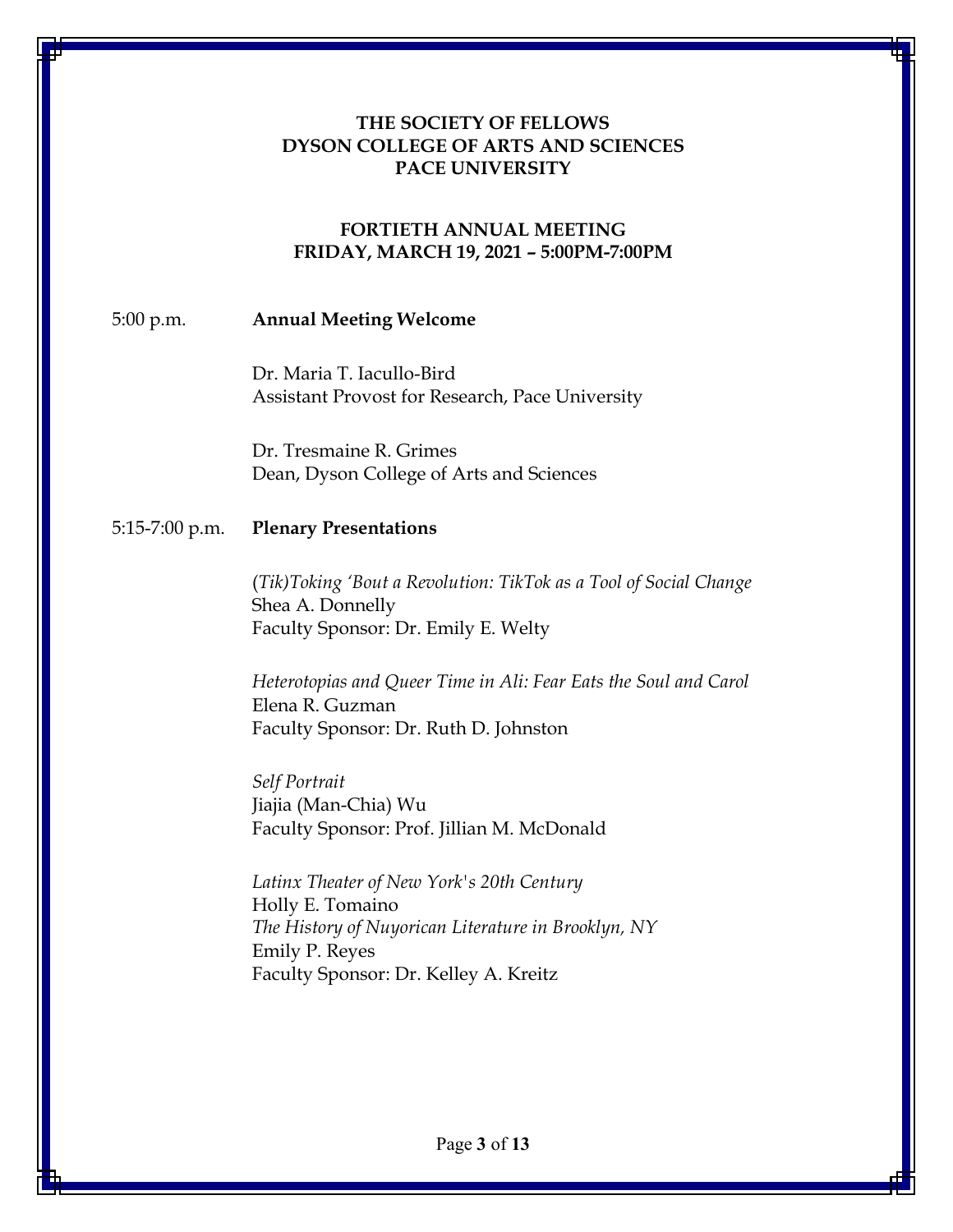**THE SOCIETY OF FELLOWS**
**DYSON COLLEGE OF ARTS AND SCIENCES**
**PACE UNIVERSITY**

**FORTIETH ANNUAL MEETING**
**FRIDAY, MARCH 19, 2021 – 5:00PM-7:00PM**

5:00 p.m. **Annual Meeting Welcome**

Dr. Maria T. Iacullo-Bird
Assistant Provost for Research, Pace University

Dr. Tresmaine R. Grimes
Dean, Dyson College of Arts and Sciences

5:15-7:00 p.m. **Plenary Presentations**

*(Tik)Toking 'Bout a Revolution: TikTok as a Tool of Social Change*
Shea A. Donnelly
Faculty Sponsor: Dr. Emily E. Welty

*Heterotopias and Queer Time in Ali: Fear Eats the Soul and Carol*
Elena R. Guzman
Faculty Sponsor: Dr. Ruth D. Johnston

*Self Portrait*
Jiajia (Man-Chia) Wu
Faculty Sponsor: Prof. Jillian M. McDonald

*Latinx Theater of New York's 20th Century*
Holly E. Tomaino
*The History of Nuyorican Literature in Brooklyn, NY*
Emily P. Reyes
Faculty Sponsor: Dr. Kelley A. Kreitz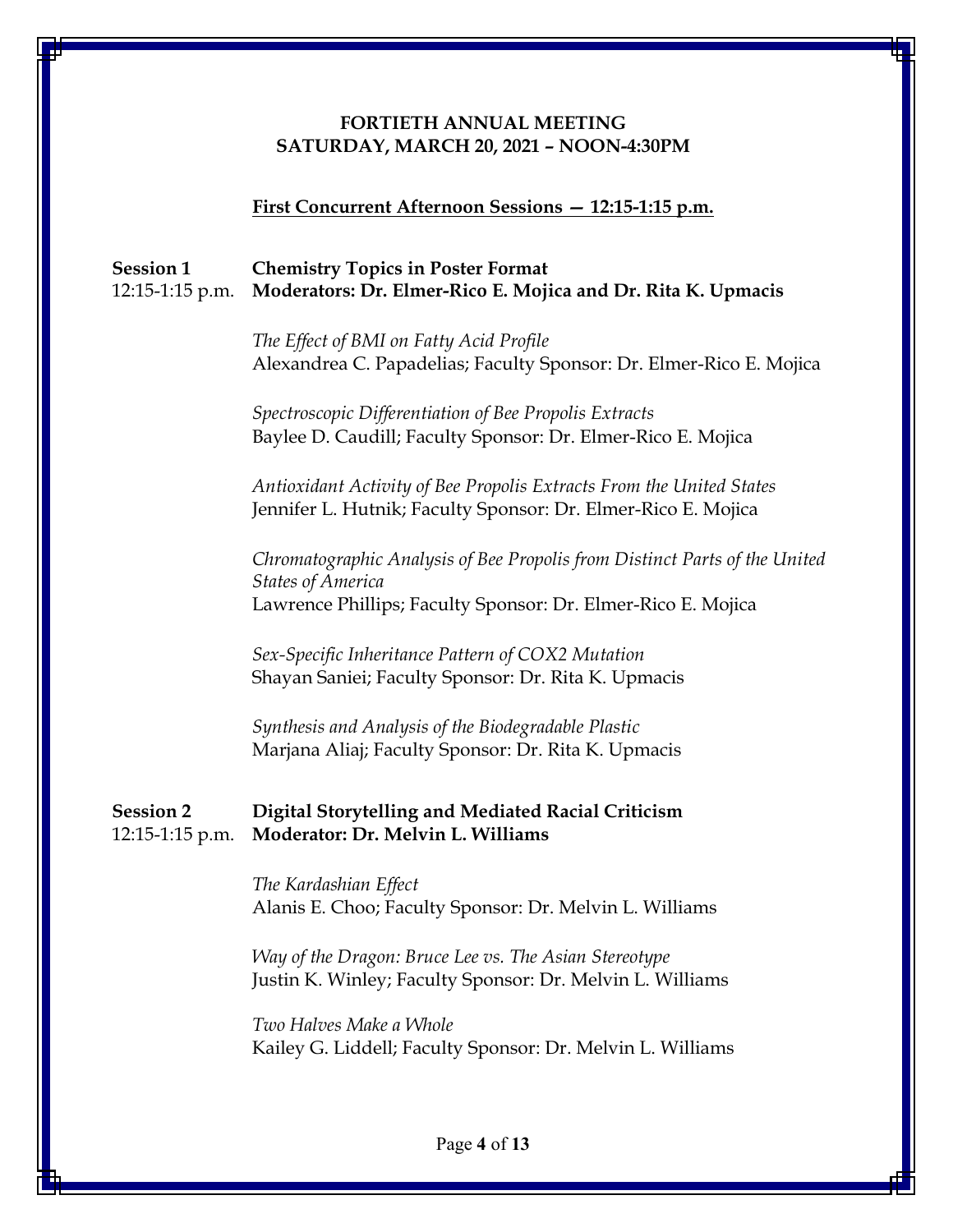**FORTIETH ANNUAL MEETING**
**SATURDAY, MARCH 20, 2021 – NOON-4:30PM**

## First Concurrent Afternoon Sessions — 12:15-1:15 p.m.

**Session 1** 12:15-1:15 p.m.
**Chemistry Topics in Poster Format**
**Moderators: Dr. Elmer-Rico E. Mojica and Dr. Rita K. Upmacis**

*The Effect of BMI on Fatty Acid Profile*
Alexandrea C. Papadelias; Faculty Sponsor: Dr. Elmer-Rico E. Mojica

*Spectroscopic Differentiation of Bee Propolis Extracts*
Baylee D. Caudill; Faculty Sponsor: Dr. Elmer-Rico E. Mojica

*Antioxidant Activity of Bee Propolis Extracts From the United States*
Jennifer L. Hutnik; Faculty Sponsor: Dr. Elmer-Rico E. Mojica

*Chromatographic Analysis of Bee Propolis from Distinct Parts of the United States of America*
Lawrence Phillips; Faculty Sponsor: Dr. Elmer-Rico E. Mojica

*Sex-Specific Inheritance Pattern of COX2 Mutation*
Shayan Saniei; Faculty Sponsor: Dr. Rita K. Upmacis

*Synthesis and Analysis of the Biodegradable Plastic*
Marjana Aliaj; Faculty Sponsor: Dr. Rita K. Upmacis

**Session 2** 12:15-1:15 p.m.
**Digital Storytelling and Mediated Racial Criticism**
**Moderator: Dr. Melvin L. Williams**

*The Kardashian Effect*
Alanis E. Choo; Faculty Sponsor: Dr. Melvin L. Williams

*Way of the Dragon: Bruce Lee vs. The Asian Stereotype*
Justin K. Winley; Faculty Sponsor: Dr. Melvin L. Williams

*Two Halves Make a Whole*
Kailey G. Liddell; Faculty Sponsor: Dr. Melvin L. Williams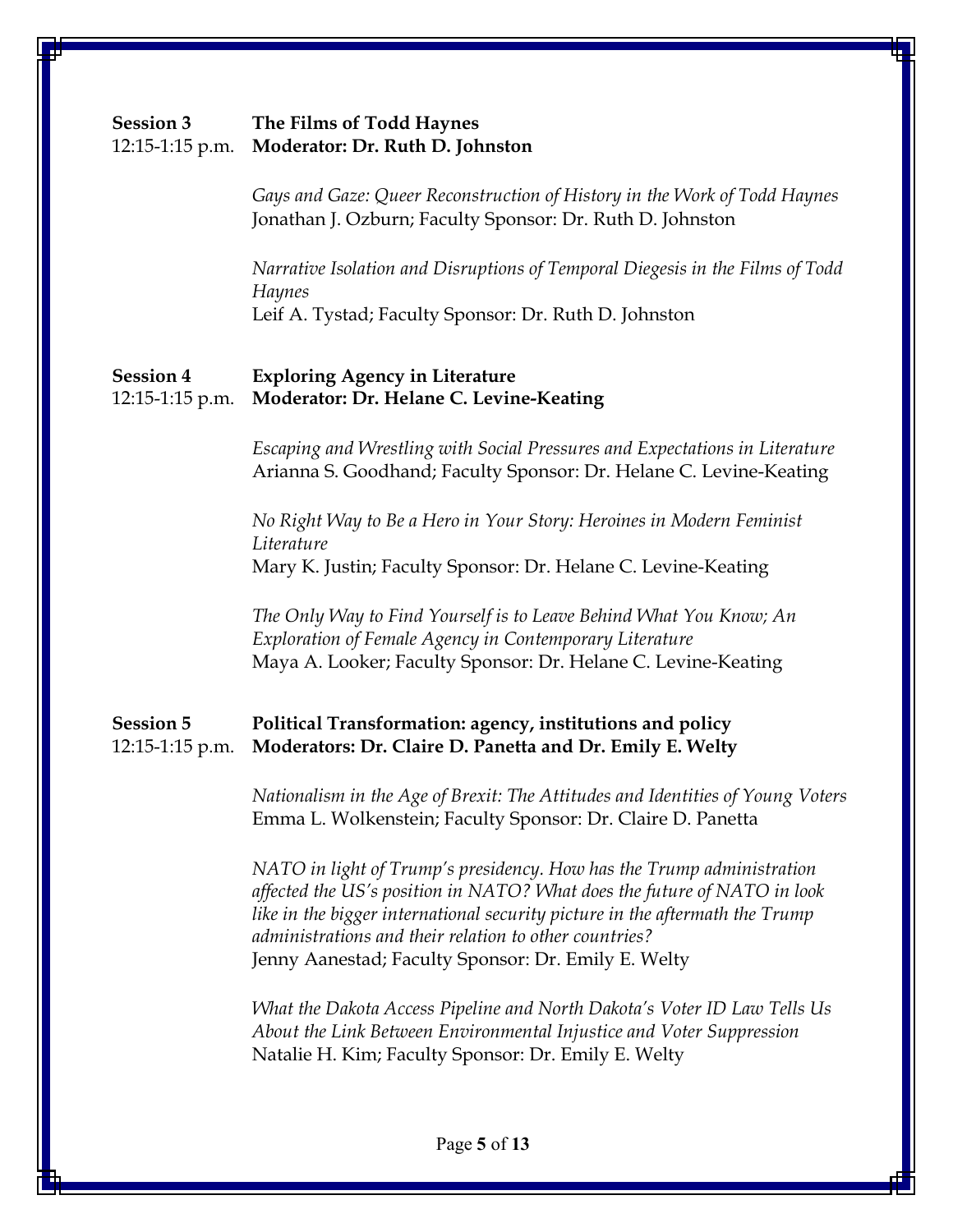**Session 3** **The Films of Todd Haynes**
12:15-1:15 p.m. **Moderator: Dr. Ruth D. Johnston**

*Gays and Gaze: Queer Reconstruction of History in the Work of Todd Haynes*
Jonathan J. Ozburn; Faculty Sponsor: Dr. Ruth D. Johnston

*Narrative Isolation and Disruptions of Temporal Diegesis in the Films of Todd Haynes*
Leif A. Tystad; Faculty Sponsor: Dr. Ruth D. Johnston

**Session 4** **Exploring Agency in Literature**
12:15-1:15 p.m. **Moderator: Dr. Helane C. Levine-Keating**

*Escaping and Wrestling with Social Pressures and Expectations in Literature*
Arianna S. Goodhand; Faculty Sponsor: Dr. Helane C. Levine-Keating

*No Right Way to Be a Hero in Your Story: Heroines in Modern Feminist Literature*
Mary K. Justin; Faculty Sponsor: Dr. Helane C. Levine-Keating

*The Only Way to Find Yourself is to Leave Behind What You Know; An Exploration of Female Agency in Contemporary Literature*
Maya A. Looker; Faculty Sponsor: Dr. Helane C. Levine-Keating

**Session 5** **Political Transformation: agency, institutions and policy**
12:15-1:15 p.m. **Moderators: Dr. Claire D. Panetta and Dr. Emily E. Welty**

*Nationalism in the Age of Brexit: The Attitudes and Identities of Young Voters*
Emma L. Wolkenstein; Faculty Sponsor: Dr. Claire D. Panetta

*NATO in light of Trump's presidency. How has the Trump administration affected the US's position in NATO? What does the future of NATO in look like in the bigger international security picture in the aftermath the Trump administrations and their relation to other countries?*
Jenny Aanestad; Faculty Sponsor: Dr. Emily E. Welty

*What the Dakota Access Pipeline and North Dakota's Voter ID Law Tells Us About the Link Between Environmental Injustice and Voter Suppression*
Natalie H. Kim; Faculty Sponsor: Dr. Emily E. Welty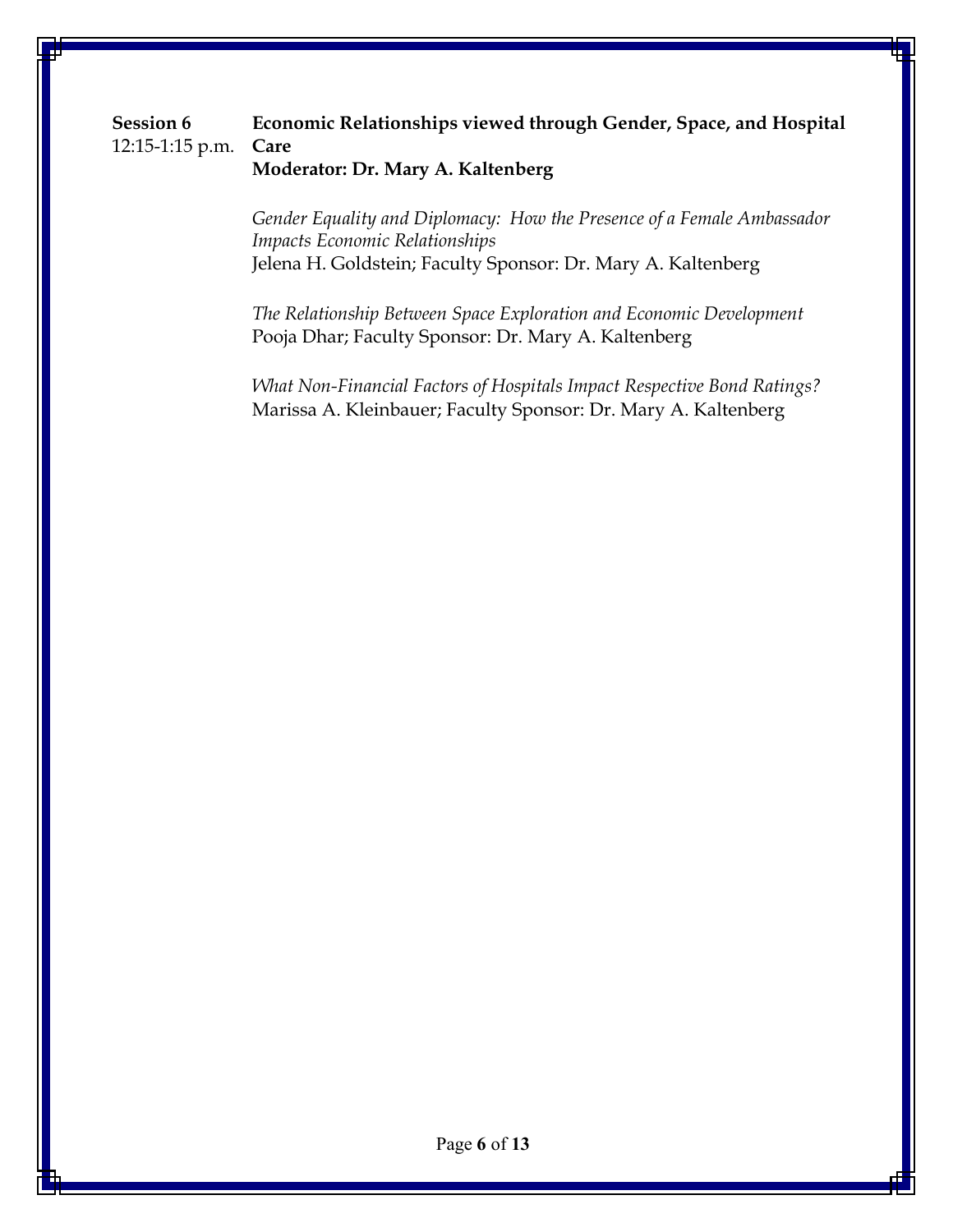**Session 6** 12:15-1:15 p.m. **Economic Relationships viewed through Gender, Space, and Hospital Care**
**Moderator: Dr. Mary A. Kaltenberg**

*Gender Equality and Diplomacy: How the Presence of a Female Ambassador Impacts Economic Relationships*
Jelena H. Goldstein; Faculty Sponsor: Dr. Mary A. Kaltenberg

*The Relationship Between Space Exploration and Economic Development*
Pooja Dhar; Faculty Sponsor: Dr. Mary A. Kaltenberg

*What Non-Financial Factors of Hospitals Impact Respective Bond Ratings?*
Marissa A. Kleinbauer; Faculty Sponsor: Dr. Mary A. Kaltenberg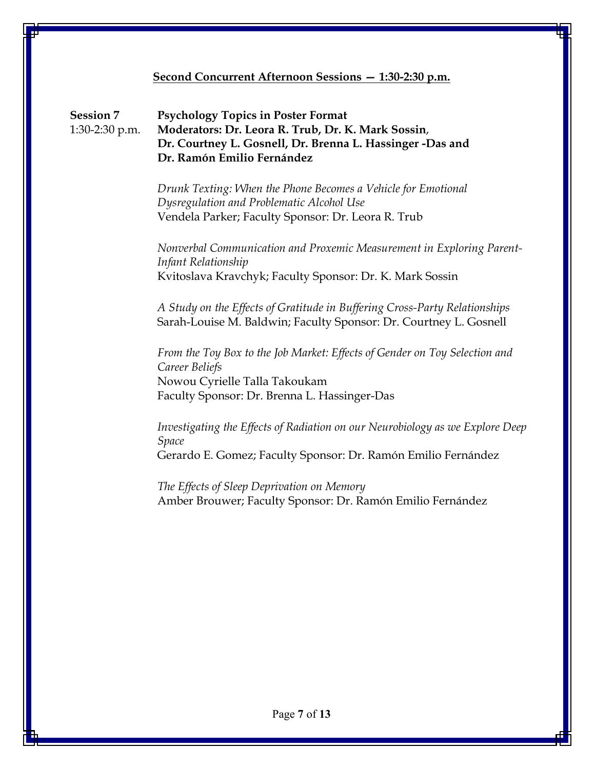## Second Concurrent Afternoon Sessions — 1:30-2:30 p.m.

**Session 7**
1:30-2:30 p.m.

**Psychology Topics in Poster Format**
**Moderators: Dr. Leora R. Trub, Dr. K. Mark Sossin, Dr. Courtney L. Gosnell, Dr. Brenna L. Hassinger -Das and Dr. Ramón Emilio Fernández**

*Drunk Texting: When the Phone Becomes a Vehicle for Emotional Dysregulation and Problematic Alcohol Use*
Vendela Parker; Faculty Sponsor: Dr. Leora R. Trub

*Nonverbal Communication and Proxemic Measurement in Exploring Parent-Infant Relationship*
Kvitoslava Kravchyk; Faculty Sponsor: Dr. K. Mark Sossin

*A Study on the Effects of Gratitude in Buffering Cross-Party Relationships*
Sarah-Louise M. Baldwin; Faculty Sponsor: Dr. Courtney L. Gosnell

*From the Toy Box to the Job Market: Effects of Gender on Toy Selection and Career Beliefs*
Nowou Cyrielle Talla Takoukam
Faculty Sponsor: Dr. Brenna L. Hassinger-Das

*Investigating the Effects of Radiation on our Neurobiology as we Explore Deep Space*
Gerardo E. Gomez; Faculty Sponsor: Dr. Ramón Emilio Fernández

*The Effects of Sleep Deprivation on Memory*
Amber Brouwer; Faculty Sponsor: Dr. Ramón Emilio Fernández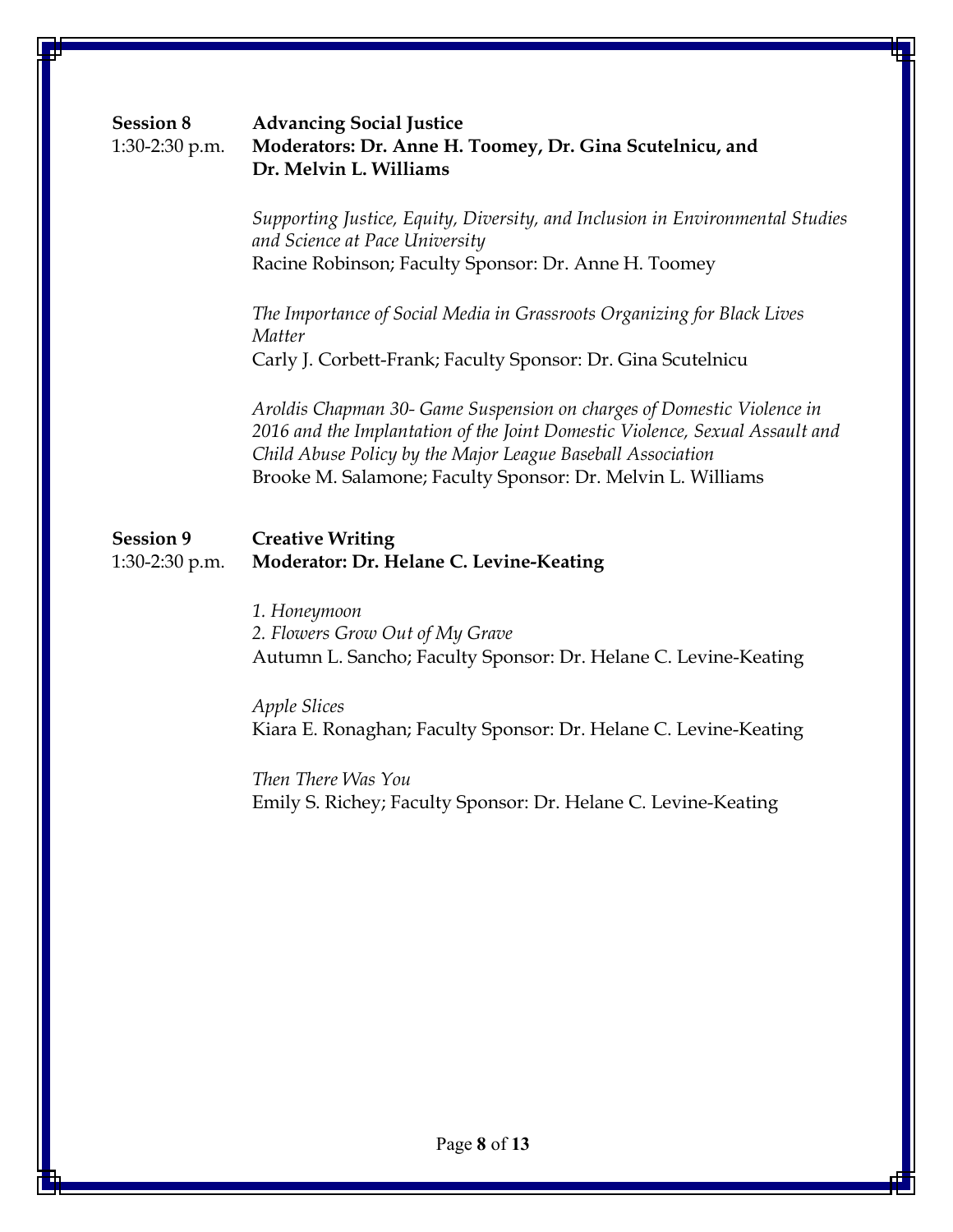**Session 8** **Advancing Social Justice**
1:30-2:30 p.m. **Moderators: Dr. Anne H. Toomey, Dr. Gina Scutelnicu, and Dr. Melvin L. Williams**

*Supporting Justice, Equity, Diversity, and Inclusion in Environmental Studies and Science at Pace University*
Racine Robinson; Faculty Sponsor: Dr. Anne H. Toomey

*The Importance of Social Media in Grassroots Organizing for Black Lives Matter*
Carly J. Corbett-Frank; Faculty Sponsor: Dr. Gina Scutelnicu

*Aroldis Chapman 30- Game Suspension on charges of Domestic Violence in 2016 and the Implantation of the Joint Domestic Violence, Sexual Assault and Child Abuse Policy by the Major League Baseball Association*
Brooke M. Salamone; Faculty Sponsor: Dr. Melvin L. Williams

**Session 9** **Creative Writing**
1:30-2:30 p.m. **Moderator: Dr. Helane C. Levine-Keating**

*1. Honeymoon*
*2. Flowers Grow Out of My Grave*
Autumn L. Sancho; Faculty Sponsor: Dr. Helane C. Levine-Keating

*Apple Slices*
Kiara E. Ronaghan; Faculty Sponsor: Dr. Helane C. Levine-Keating

*Then There Was You*
Emily S. Richey; Faculty Sponsor: Dr. Helane C. Levine-Keating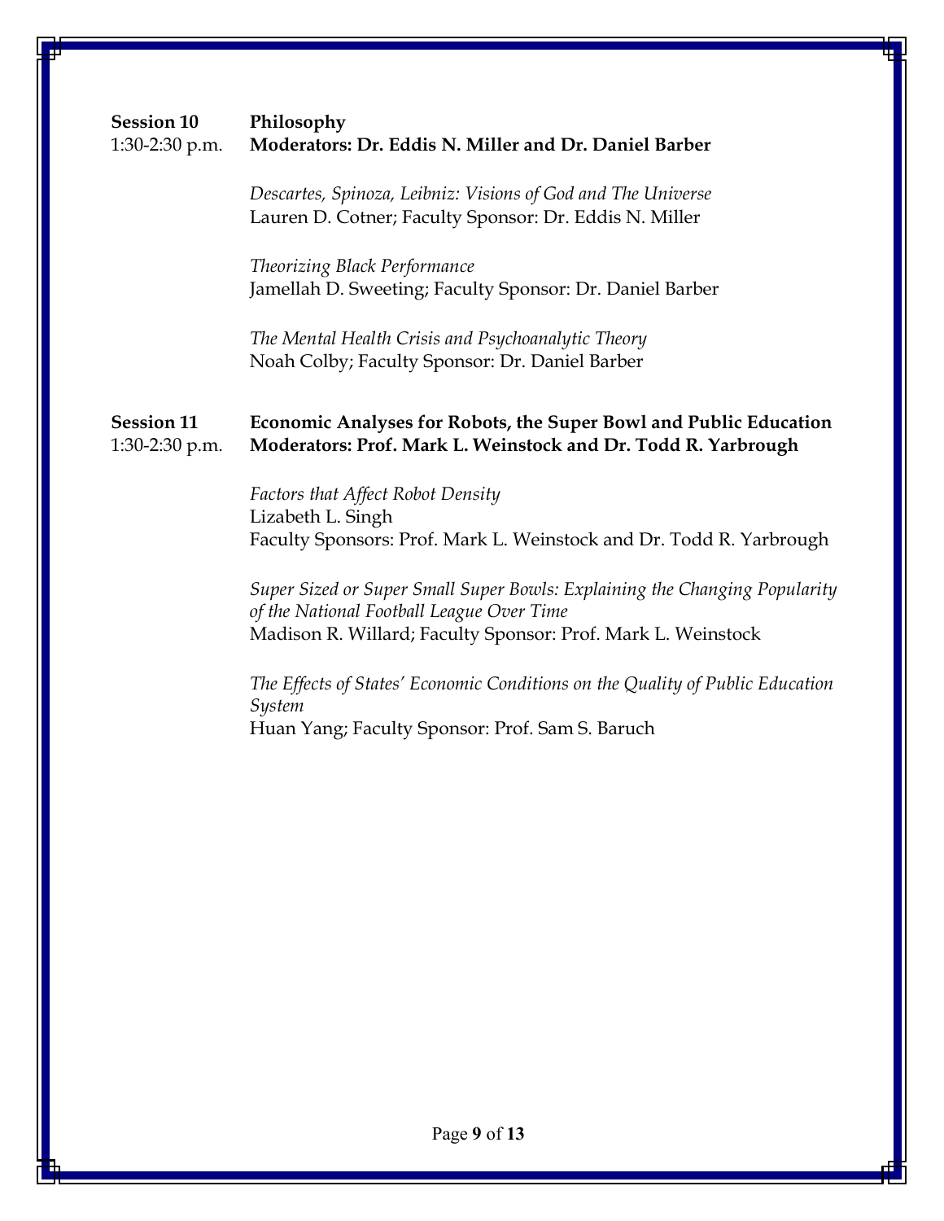**Session 10** **Philosophy**
1:30-2:30 p.m. **Moderators: Dr. Eddis N. Miller and Dr. Daniel Barber**

*Descartes, Spinoza, Leibniz: Visions of God and The Universe*
Lauren D. Cotner; Faculty Sponsor: Dr. Eddis N. Miller

*Theorizing Black Performance*
Jamellah D. Sweeting; Faculty Sponsor: Dr. Daniel Barber

*The Mental Health Crisis and Psychoanalytic Theory*
Noah Colby; Faculty Sponsor: Dr. Daniel Barber

**Session 11** **Economic Analyses for Robots, the Super Bowl and Public Education**
1:30-2:30 p.m. **Moderators: Prof. Mark L. Weinstock and Dr. Todd R. Yarbrough**

*Factors that Affect Robot Density*
Lizabeth L. Singh
Faculty Sponsors: Prof. Mark L. Weinstock and Dr. Todd R. Yarbrough

*Super Sized or Super Small Super Bowls: Explaining the Changing Popularity of the National Football League Over Time*
Madison R. Willard; Faculty Sponsor: Prof. Mark L. Weinstock

*The Effects of States' Economic Conditions on the Quality of Public Education System*
Huan Yang; Faculty Sponsor: Prof. Sam S. Baruch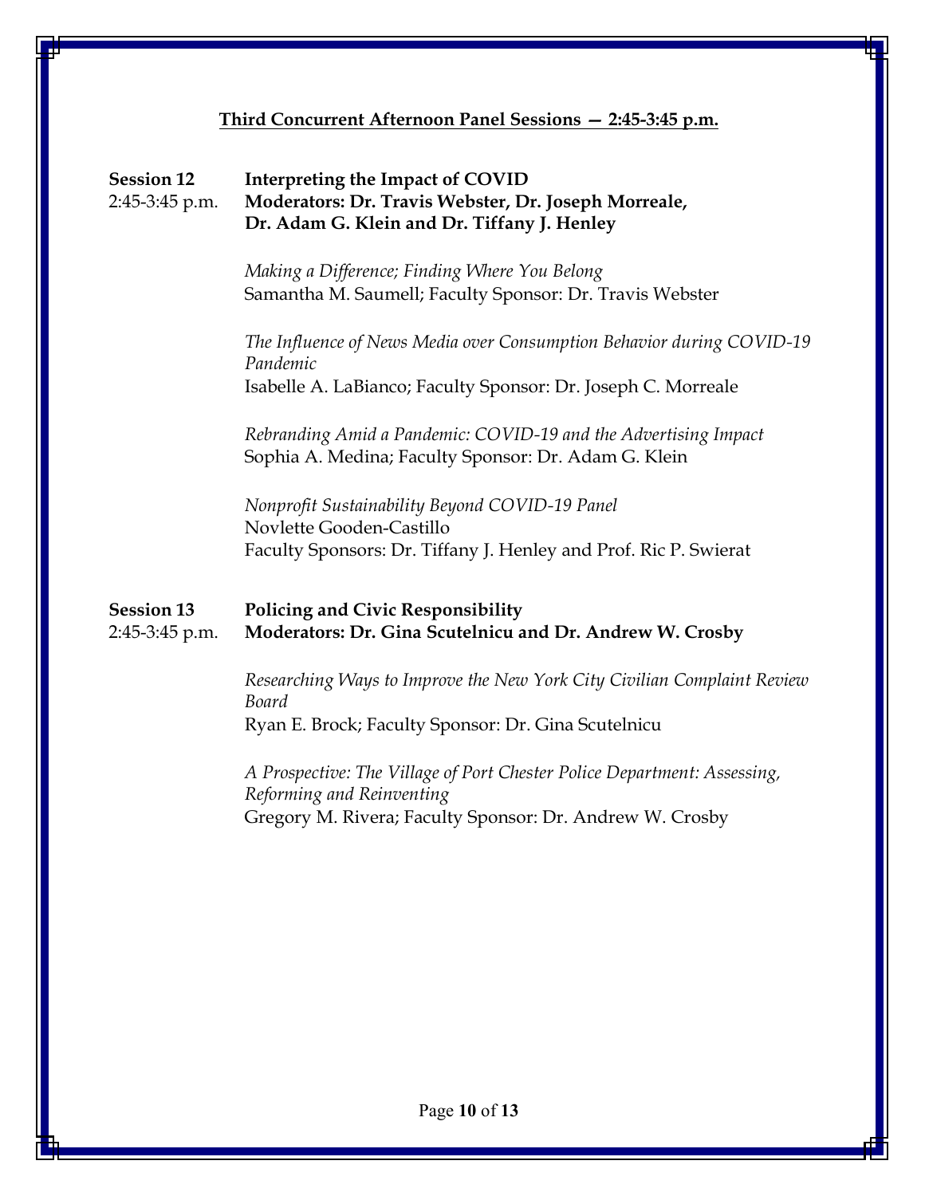## Third Concurrent Afternoon Panel Sessions — 2:45-3:45 p.m.

**Session 12** — 2:45-3:45 p.m.

**Interpreting the Impact of COVID**
**Moderators: Dr. Travis Webster, Dr. Joseph Morreale, Dr. Adam G. Klein and Dr. Tiffany J. Henley**

*Making a Difference; Finding Where You Belong*
Samantha M. Saumell; Faculty Sponsor: Dr. Travis Webster

*The Influence of News Media over Consumption Behavior during COVID-19 Pandemic*
Isabelle A. LaBianco; Faculty Sponsor: Dr. Joseph C. Morreale

*Rebranding Amid a Pandemic: COVID-19 and the Advertising Impact*
Sophia A. Medina; Faculty Sponsor: Dr. Adam G. Klein

*Nonprofit Sustainability Beyond COVID-19 Panel*
Novlette Gooden-Castillo
Faculty Sponsors: Dr. Tiffany J. Henley and Prof. Ric P. Swierat

**Session 13** — 2:45-3:45 p.m.

**Policing and Civic Responsibility**
**Moderators: Dr. Gina Scutelnicu and Dr. Andrew W. Crosby**

*Researching Ways to Improve the New York City Civilian Complaint Review Board*
Ryan E. Brock; Faculty Sponsor: Dr. Gina Scutelnicu

*A Prospective: The Village of Port Chester Police Department: Assessing, Reforming and Reinventing*
Gregory M. Rivera; Faculty Sponsor: Dr. Andrew W. Crosby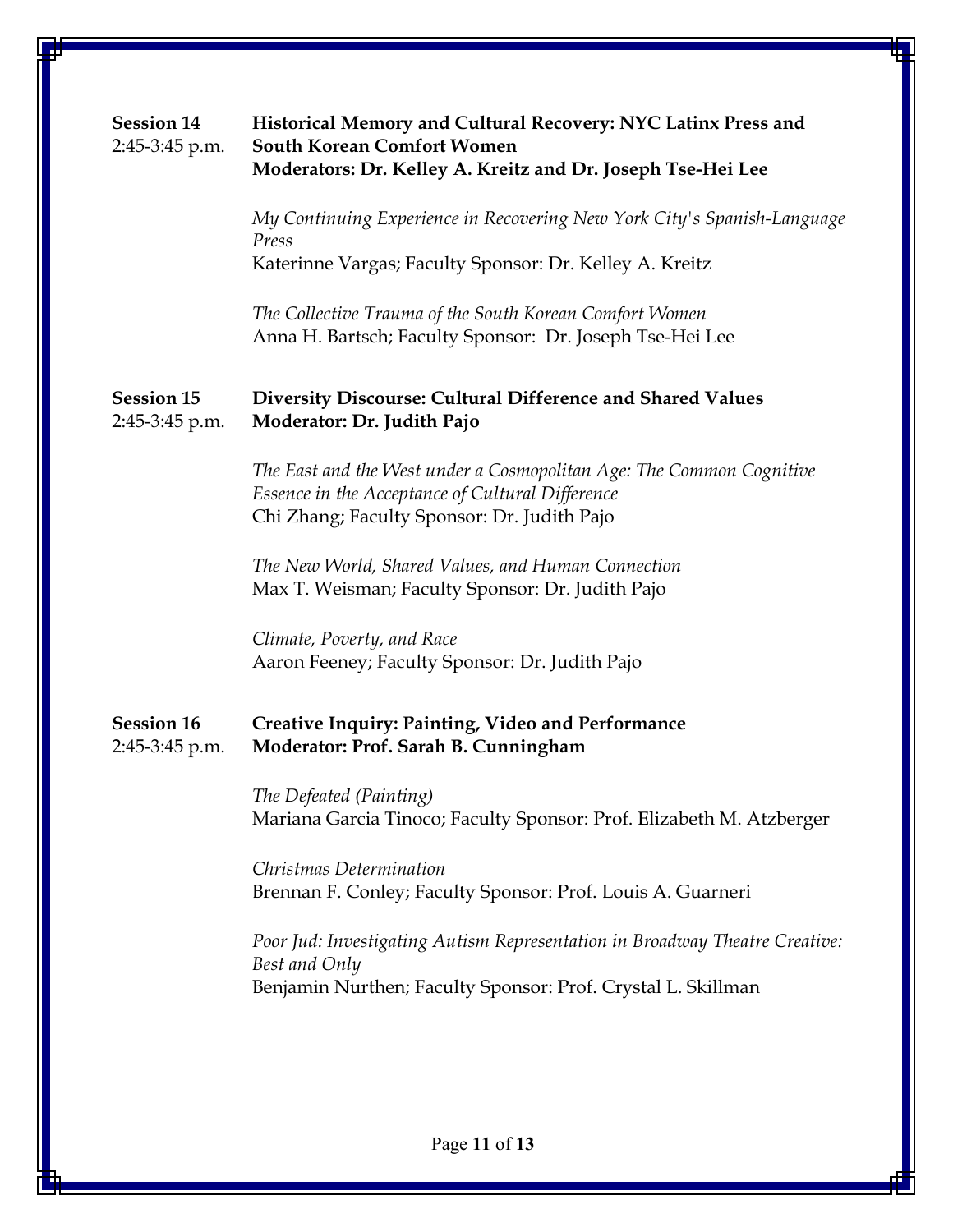**Session 14**
2:45-3:45 p.m.

**Historical Memory and Cultural Recovery: NYC Latinx Press and South Korean Comfort Women**
**Moderators: Dr. Kelley A. Kreitz and Dr. Joseph Tse-Hei Lee**

*My Continuing Experience in Recovering New York City's Spanish-Language Press*
Katerinne Vargas; Faculty Sponsor: Dr. Kelley A. Kreitz

*The Collective Trauma of the South Korean Comfort Women*
Anna H. Bartsch; Faculty Sponsor: Dr. Joseph Tse-Hei Lee

**Session 15**
2:45-3:45 p.m.

**Diversity Discourse: Cultural Difference and Shared Values**
**Moderator: Dr. Judith Pajo**

*The East and the West under a Cosmopolitan Age: The Common Cognitive Essence in the Acceptance of Cultural Difference*
Chi Zhang; Faculty Sponsor: Dr. Judith Pajo

*The New World, Shared Values, and Human Connection*
Max T. Weisman; Faculty Sponsor: Dr. Judith Pajo

*Climate, Poverty, and Race*
Aaron Feeney; Faculty Sponsor: Dr. Judith Pajo

**Session 16**
2:45-3:45 p.m.

**Creative Inquiry: Painting, Video and Performance**
**Moderator: Prof. Sarah B. Cunningham**

*The Defeated (Painting)*
Mariana Garcia Tinoco; Faculty Sponsor: Prof. Elizabeth M. Atzberger

*Christmas Determination*
Brennan F. Conley; Faculty Sponsor: Prof. Louis A. Guarneri

*Poor Jud: Investigating Autism Representation in Broadway Theatre Creative: Best and Only*
Benjamin Nurthen; Faculty Sponsor: Prof. Crystal L. Skillman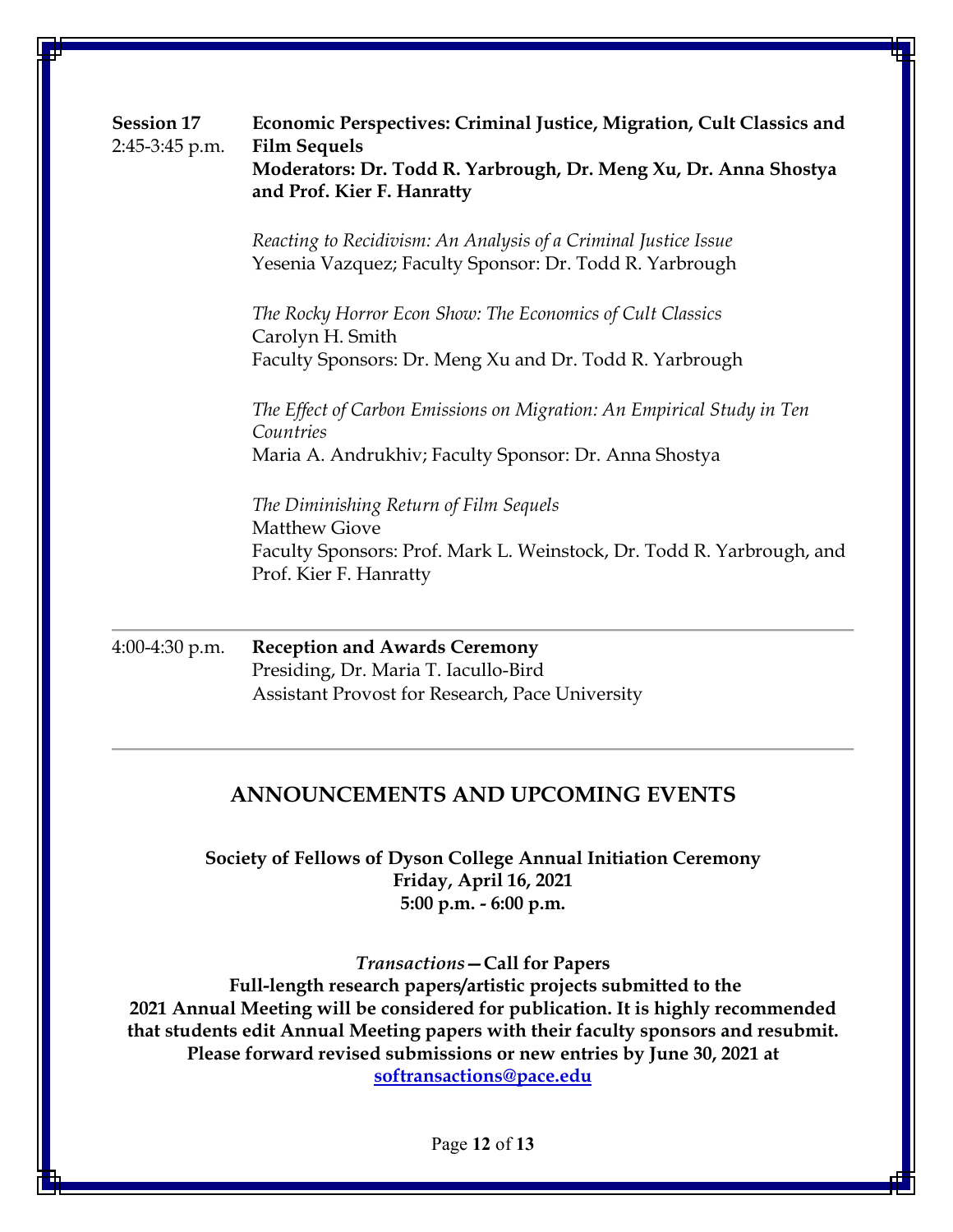**Session 17**
2:45-3:45 p.m.

**Economic Perspectives: Criminal Justice, Migration, Cult Classics and Film Sequels**
**Moderators: Dr. Todd R. Yarbrough, Dr. Meng Xu, Dr. Anna Shostya and Prof. Kier F. Hanratty**

*Reacting to Recidivism: An Analysis of a Criminal Justice Issue*
Yesenia Vazquez; Faculty Sponsor: Dr. Todd R. Yarbrough

*The Rocky Horror Econ Show: The Economics of Cult Classics*
Carolyn H. Smith
Faculty Sponsors: Dr. Meng Xu and Dr. Todd R. Yarbrough

*The Effect of Carbon Emissions on Migration: An Empirical Study in Ten Countries*
Maria A. Andrukhiv; Faculty Sponsor: Dr. Anna Shostya

*The Diminishing Return of Film Sequels*
Matthew Giove
Faculty Sponsors: Prof. Mark L. Weinstock, Dr. Todd R. Yarbrough, and Prof. Kier F. Hanratty

---

4:00-4:30 p.m. **Reception and Awards Ceremony**
Presiding, Dr. Maria T. Iacullo-Bird
Assistant Provost for Research, Pace University

---

## ANNOUNCEMENTS AND UPCOMING EVENTS

**Society of Fellows of Dyson College Annual Initiation Ceremony**
**Friday, April 16, 2021**
**5:00 p.m. - 6:00 p.m.**

***Transactions*—Call for Papers**
**Full-length research papers/artistic projects submitted to the 2021 Annual Meeting will be considered for publication. It is highly recommended that students edit Annual Meeting papers with their faculty sponsors and resubmit. Please forward revised submissions or new entries by June 30, 2021 at softransactions@pace.edu**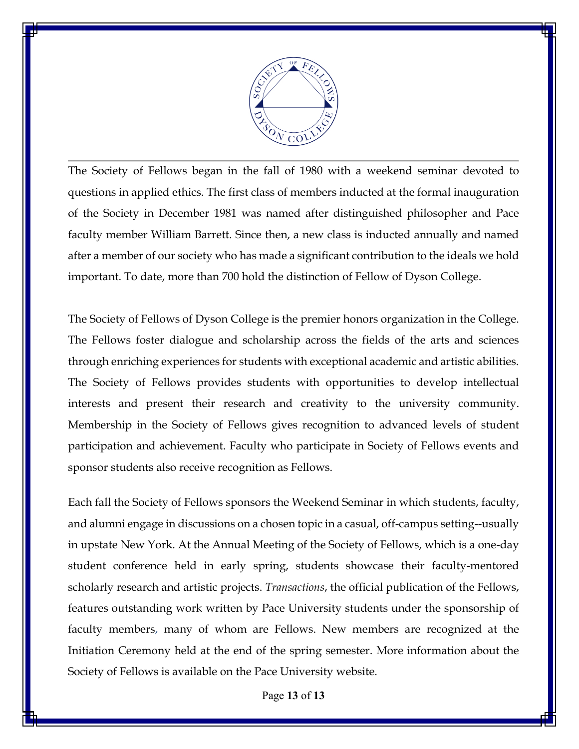The Society of Fellows began in the fall of 1980 with a weekend seminar devoted to questions in applied ethics. The first class of members inducted at the formal inauguration of the Society in December 1981 was named after distinguished philosopher and Pace faculty member William Barrett. Since then, a new class is inducted annually and named after a member of our society who has made a significant contribution to the ideals we hold important. To date, more than 700 hold the distinction of Fellow of Dyson College.

The Society of Fellows of Dyson College is the premier honors organization in the College. The Fellows foster dialogue and scholarship across the fields of the arts and sciences through enriching experiences for students with exceptional academic and artistic abilities. The Society of Fellows provides students with opportunities to develop intellectual interests and present their research and creativity to the university community. Membership in the Society of Fellows gives recognition to advanced levels of student participation and achievement. Faculty who participate in Society of Fellows events and sponsor students also receive recognition as Fellows.

Each fall the Society of Fellows sponsors the Weekend Seminar in which students, faculty, and alumni engage in discussions on a chosen topic in a casual, off-campus setting--usually in upstate New York. At the Annual Meeting of the Society of Fellows, which is a one-day student conference held in early spring, students showcase their faculty-mentored scholarly research and artistic projects. *Transactions*, the official publication of the Fellows, features outstanding work written by Pace University students under the sponsorship of faculty members, many of whom are Fellows. New members are recognized at the Initiation Ceremony held at the end of the spring semester. More information about the Society of Fellows is available on the Pace University website.